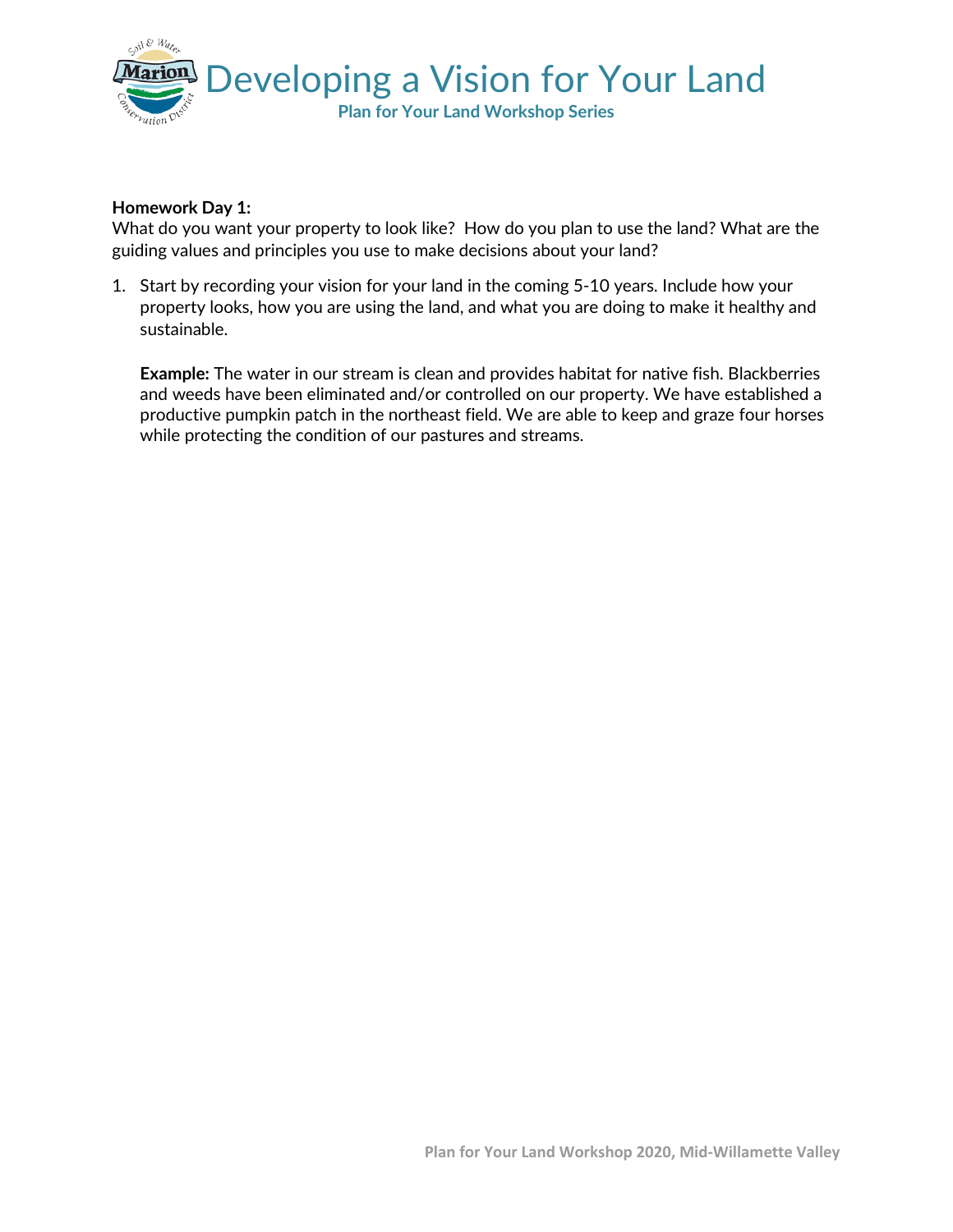# Developing a Vision for Your Land

## Plan for Your Land Workshop Series

**Homework Day 1:**
What do you want your property to look like? How do you plan to use the land? What are the guiding values and principles you use to make decisions about your land?

1. Start by recording your vision for your land in the coming 5-10 years. Include how your property looks, how you are using the land, and what you are doing to make it healthy and sustainable.

   **Example:** The water in our stream is clean and provides habitat for native fish. Blackberries and weeds have been eliminated and/or controlled on our property. We have established a productive pumpkin patch in the northeast field. We are able to keep and graze four horses while protecting the condition of our pastures and streams.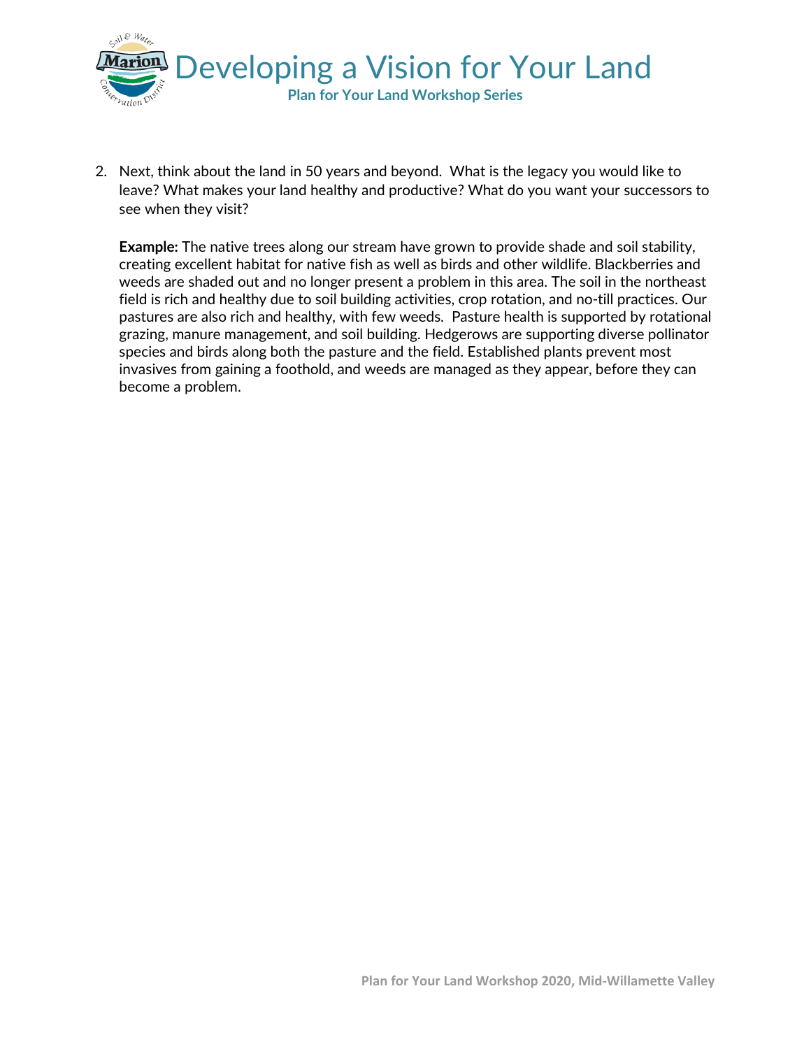2. Next, think about the land in 50 years and beyond. What is the legacy you would like to leave? What makes your land healthy and productive? What do you want your successors to see when they visit?

   **Example:** The native trees along our stream have grown to provide shade and soil stability, creating excellent habitat for native fish as well as birds and other wildlife. Blackberries and weeds are shaded out and no longer present a problem in this area. The soil in the northeast field is rich and healthy due to soil building activities, crop rotation, and no-till practices. Our pastures are also rich and healthy, with few weeds. Pasture health is supported by rotational grazing, manure management, and soil building. Hedgerows are supporting diverse pollinator species and birds along both the pasture and the field. Established plants prevent most invasives from gaining a foothold, and weeds are managed as they appear, before they can become a problem.